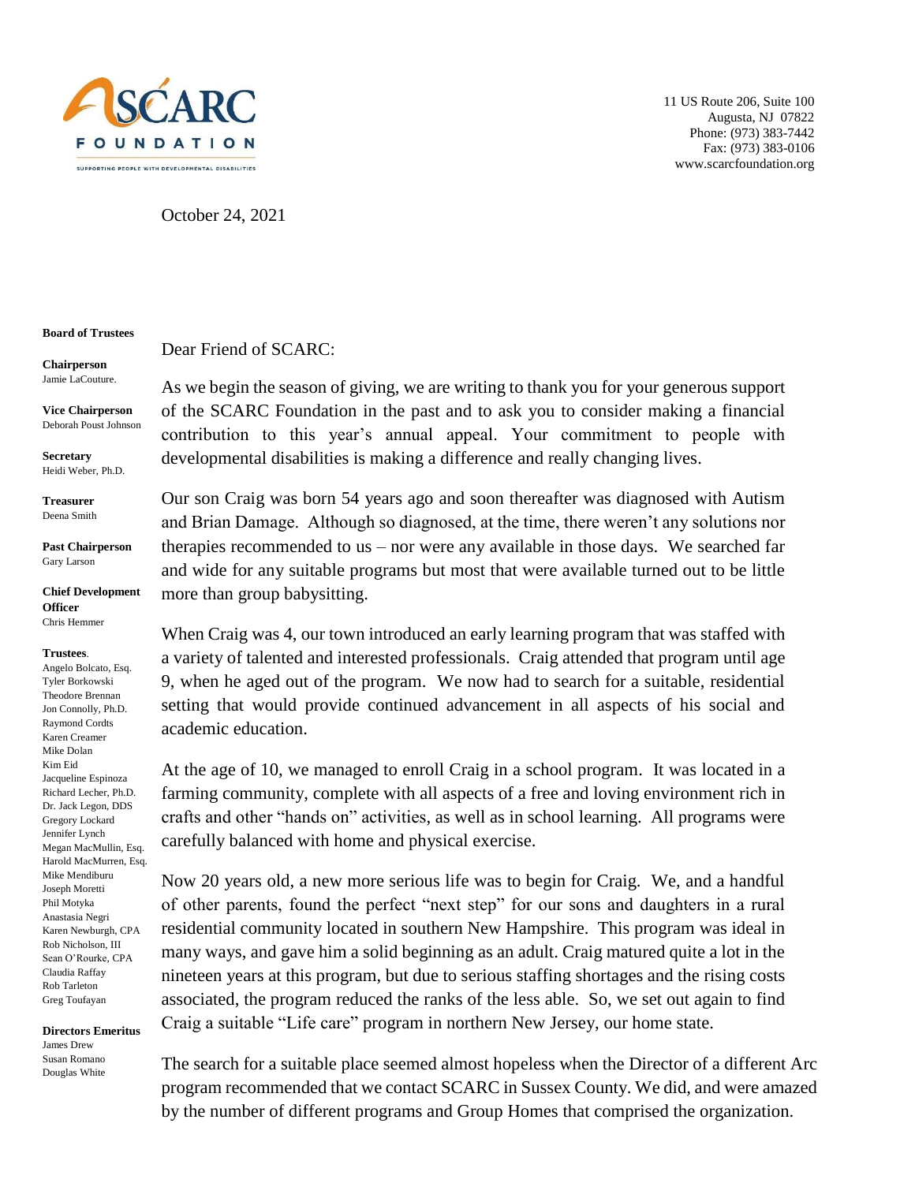SCARC FOUNDATION

SUPPORTING PEOPLE WITH DEVELOPMENTAL DISABILITIES

11 US Route 206, Suite 100
Augusta, NJ 07822
Phone: (973) 383-7442
Fax: (973) 383-0106
www.scarcfoundation.org

October 24, 2021

**Board of Trustees**

**Chairperson**
Jamie LaCouture.

**Vice Chairperson**
Deborah Poust Johnson

**Secretary**
Heidi Weber, Ph.D.

**Treasurer**
Deena Smith

**Past Chairperson**
Gary Larson

**Chief Development Officer**
Chris Hemmer

**Trustees**.
Angelo Bolcato, Esq.
Tyler Borkowski
Theodore Brennan
Jon Connolly, Ph.D.
Raymond Cordts
Karen Creamer
Mike Dolan
Kim Eid
Jacqueline Espinoza
Richard Lecher, Ph.D.
Dr. Jack Legon, DDS
Gregory Lockard
Jennifer Lynch
Megan MacMullin, Esq.
Harold MacMurren, Esq.
Mike Mendiburu
Joseph Moretti
Phil Motyka
Anastasia Negri
Karen Newburgh, CPA
Rob Nicholson, III
Sean O'Rourke, CPA
Claudia Raffay
Rob Tarleton
Greg Toufayan

**Directors Emeritus**
James Drew
Susan Romano
Douglas White

Dear Friend of SCARC:

As we begin the season of giving, we are writing to thank you for your generous support of the SCARC Foundation in the past and to ask you to consider making a financial contribution to this year's annual appeal. Your commitment to people with developmental disabilities is making a difference and really changing lives.

Our son Craig was born 54 years ago and soon thereafter was diagnosed with Autism and Brian Damage. Although so diagnosed, at the time, there weren't any solutions nor therapies recommended to us – nor were any available in those days. We searched far and wide for any suitable programs but most that were available turned out to be little more than group babysitting.

When Craig was 4, our town introduced an early learning program that was staffed with a variety of talented and interested professionals. Craig attended that program until age 9, when he aged out of the program. We now had to search for a suitable, residential setting that would provide continued advancement in all aspects of his social and academic education.

At the age of 10, we managed to enroll Craig in a school program. It was located in a farming community, complete with all aspects of a free and loving environment rich in crafts and other "hands on" activities, as well as in school learning. All programs were carefully balanced with home and physical exercise.

Now 20 years old, a new more serious life was to begin for Craig. We, and a handful of other parents, found the perfect "next step" for our sons and daughters in a rural residential community located in southern New Hampshire. This program was ideal in many ways, and gave him a solid beginning as an adult. Craig matured quite a lot in the nineteen years at this program, but due to serious staffing shortages and the rising costs associated, the program reduced the ranks of the less able. So, we set out again to find Craig a suitable "Life care" program in northern New Jersey, our home state.

The search for a suitable place seemed almost hopeless when the Director of a different Arc program recommended that we contact SCARC in Sussex County. We did, and were amazed by the number of different programs and Group Homes that comprised the organization.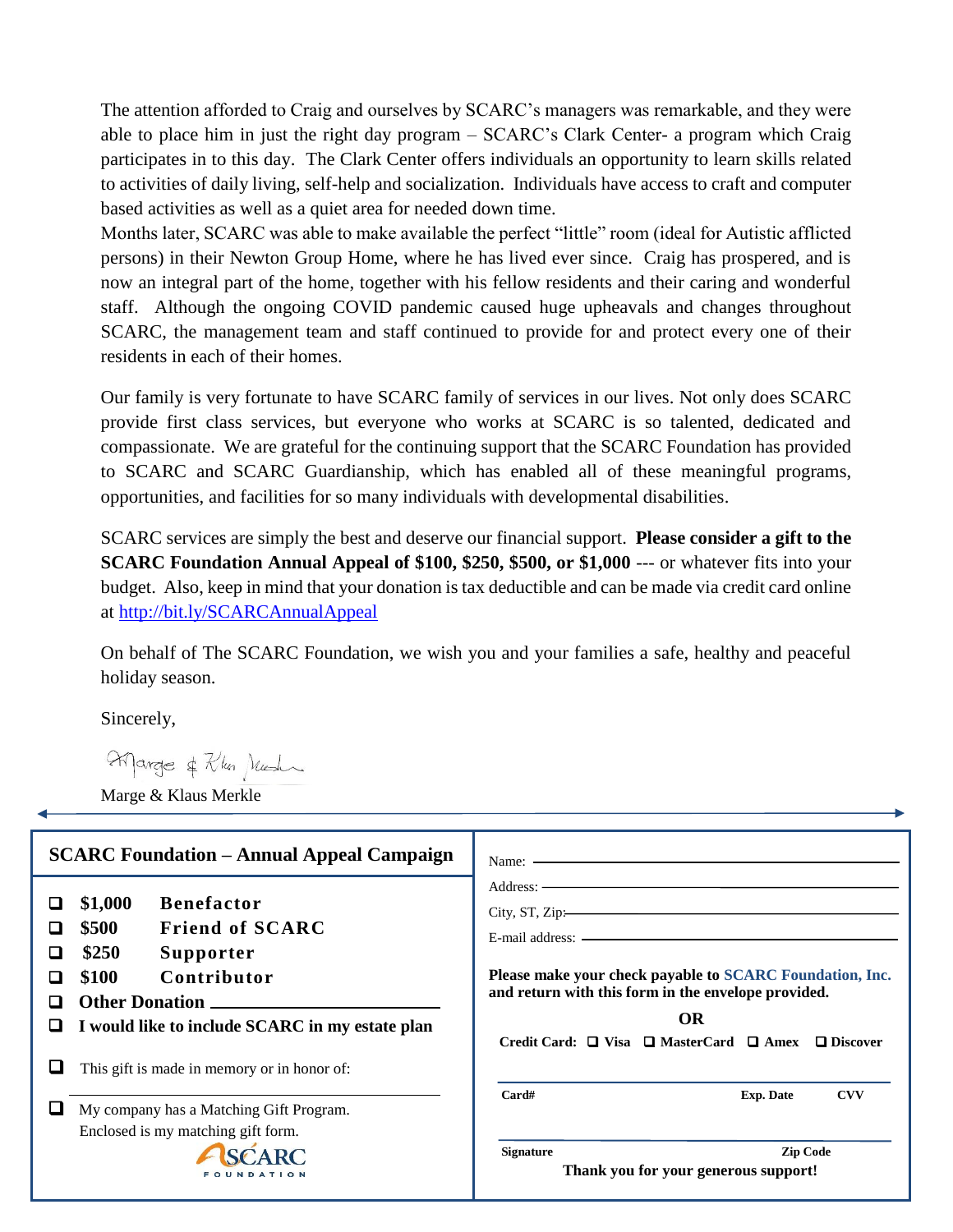The attention afforded to Craig and ourselves by SCARC's managers was remarkable, and they were able to place him in just the right day program – SCARC's Clark Center- a program which Craig participates in to this day. The Clark Center offers individuals an opportunity to learn skills related to activities of daily living, self-help and socialization. Individuals have access to craft and computer based activities as well as a quiet area for needed down time.

Months later, SCARC was able to make available the perfect "little" room (ideal for Autistic afflicted persons) in their Newton Group Home, where he has lived ever since. Craig has prospered, and is now an integral part of the home, together with his fellow residents and their caring and wonderful staff. Although the ongoing COVID pandemic caused huge upheavals and changes throughout SCARC, the management team and staff continued to provide for and protect every one of their residents in each of their homes.

Our family is very fortunate to have SCARC family of services in our lives. Not only does SCARC provide first class services, but everyone who works at SCARC is so talented, dedicated and compassionate. We are grateful for the continuing support that the SCARC Foundation has provided to SCARC and SCARC Guardianship, which has enabled all of these meaningful programs, opportunities, and facilities for so many individuals with developmental disabilities.

SCARC services are simply the best and deserve our financial support. **Please consider a gift to the SCARC Foundation Annual Appeal of $100, $250, $500, or $1,000** --- or whatever fits into your budget. Also, keep in mind that your donation is tax deductible and can be made via credit card online at [http://bit.ly/SCARCAnnualAppeal](http://bit.ly/SCARCAnnualAppeal)

On behalf of The SCARC Foundation, we wish you and your families a safe, healthy and peaceful holiday season.

Sincerely,

Marge & Klaus Merkle

---

## SCARC Foundation – Annual Appeal Campaign

- ❑ **$1,000 Benefactor**
- ❑ **$500 Friend of SCARC**
- ❑ **$250 Supporter**
- ❑ **$100 Contributor**
- ❑ **Other Donation** ______________
- ❑ **I would like to include SCARC in my estate plan**
- ❑ This gift is made in memory or in honor of: ______________
- ❑ My company has a Matching Gift Program. Enclosed is my matching gift form.

SCARC FOUNDATION

Name: ______________

Address: ______________

City, ST, Zip: ______________

E-mail address: ______________

**Please make your check payable to SCARC Foundation, Inc. and return with this form in the envelope provided.**

**OR**

**Credit Card:** ❑ **Visa** ❑ **MasterCard** ❑ **Amex** ❑ **Discover**

**Card#** ______________ **Exp. Date** ______ **CVV** ______

**Signature** ______________ **Zip Code** ______

**Thank you for your generous support!**